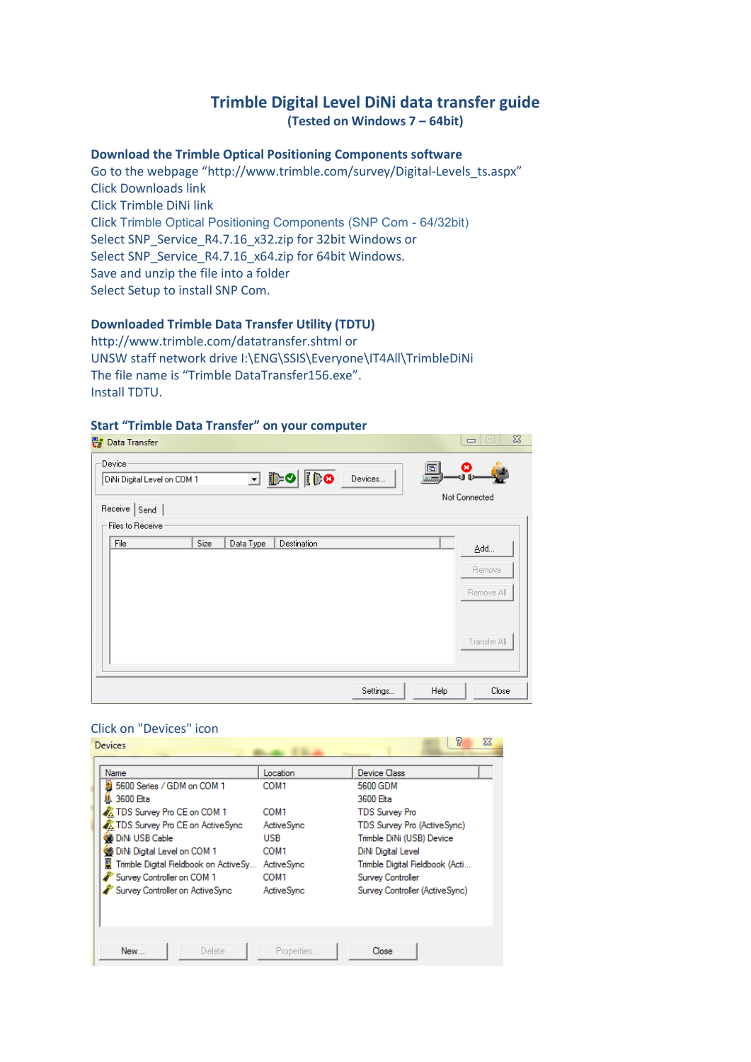# Trimble Digital Level DiNi data transfer guide

**(Tested on Windows 7 – 64bit)**

## Download the Trimble Optical Positioning Components software

Go to the webpage "http://www.trimble.com/survey/Digital-Levels_ts.aspx"
Click Downloads link
Click Trimble DiNi link
Click Trimble Optical Positioning Components (SNP Com - 64/32bit)
Select SNP_Service_R4.7.16_x32.zip for 32bit Windows or
Select SNP_Service_R4.7.16_x64.zip for 64bit Windows.
Save and unzip the file into a folder
Select Setup to install SNP Com.

## Downloaded Trimble Data Transfer Utility (TDTU)

http://www.trimble.com/datatransfer.shtml or
UNSW staff network drive I:\ENG\SSIS\Everyone\IT4All\TrimbleDiNi
The file name is "Trimble DataTransfer156.exe".
Install TDTU.

## Start "Trimble Data Transfer" on your computer

Click on "Devices" icon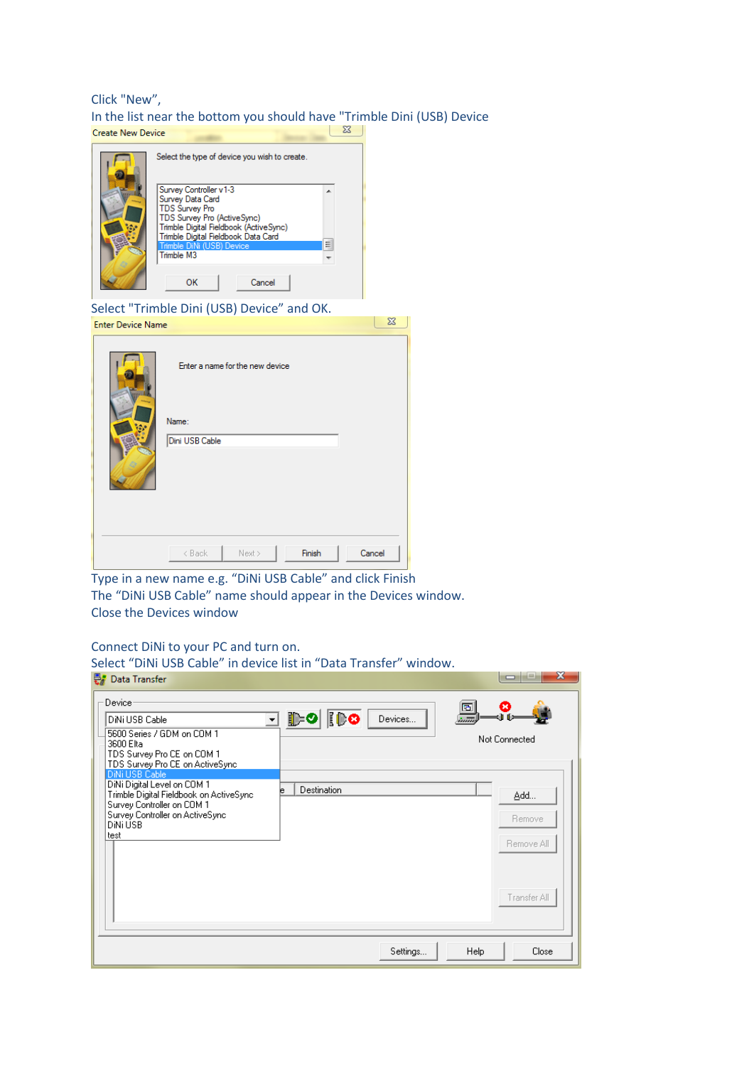Click "New",

In the list near the bottom you should have "Trimble Dini (USB) Device

Select "Trimble Dini (USB) Device" and OK.

Type in a new name e.g. "DiNi USB Cable" and click Finish

The "DiNi USB Cable" name should appear in the Devices window.

Close the Devices window

Connect DiNi to your PC and turn on.

Select "DiNi USB Cable" in device list in "Data Transfer" window.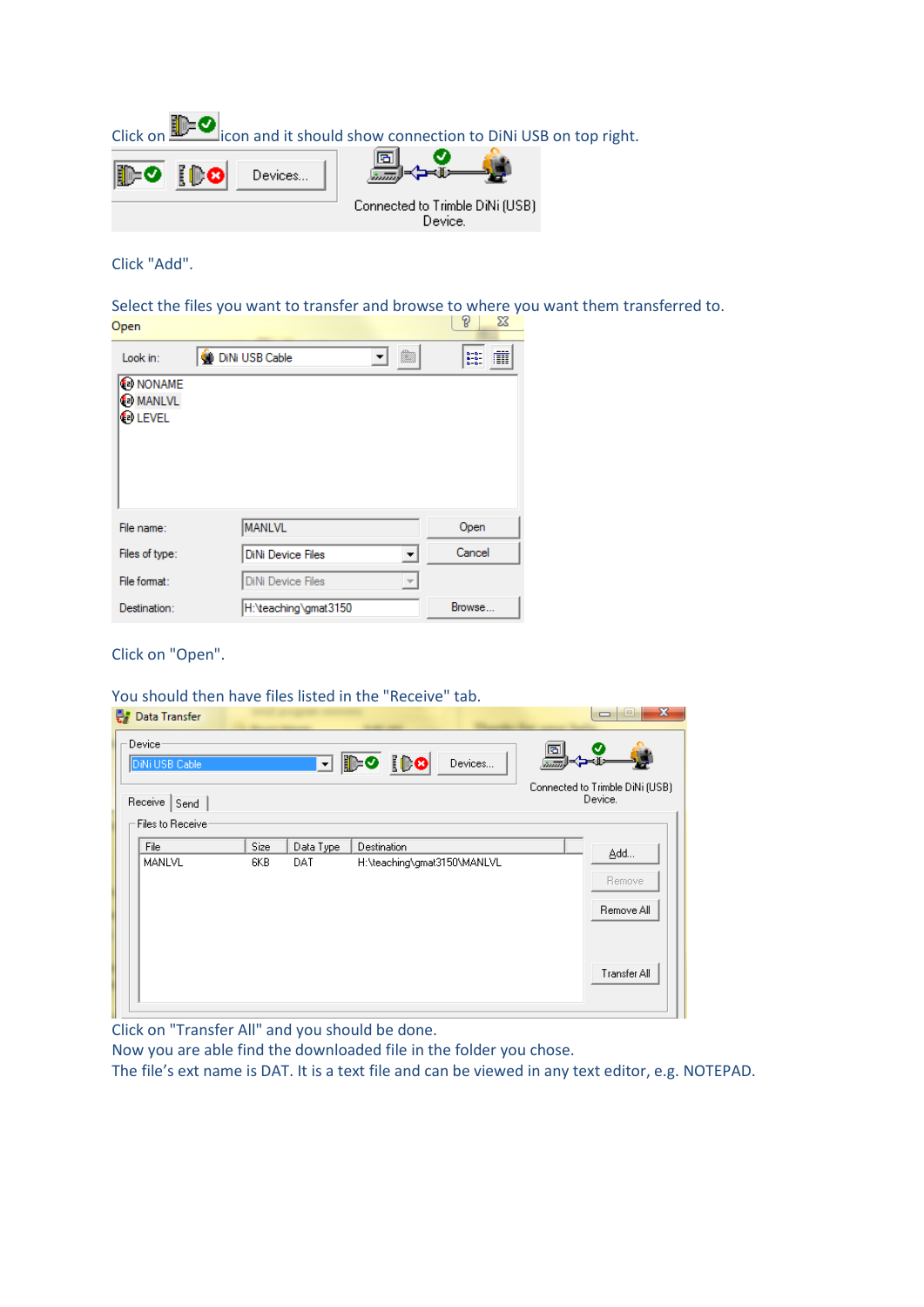Click on icon and it should show connection to DiNi USB on top right.

Click "Add".

Select the files you want to transfer and browse to where you want them transferred to.

Click on "Open".

You should then have files listed in the "Receive" tab.

Click on "Transfer All" and you should be done.
Now you are able find the downloaded file in the folder you chose.
The file's ext name is DAT. It is a text file and can be viewed in any text editor, e.g. NOTEPAD.